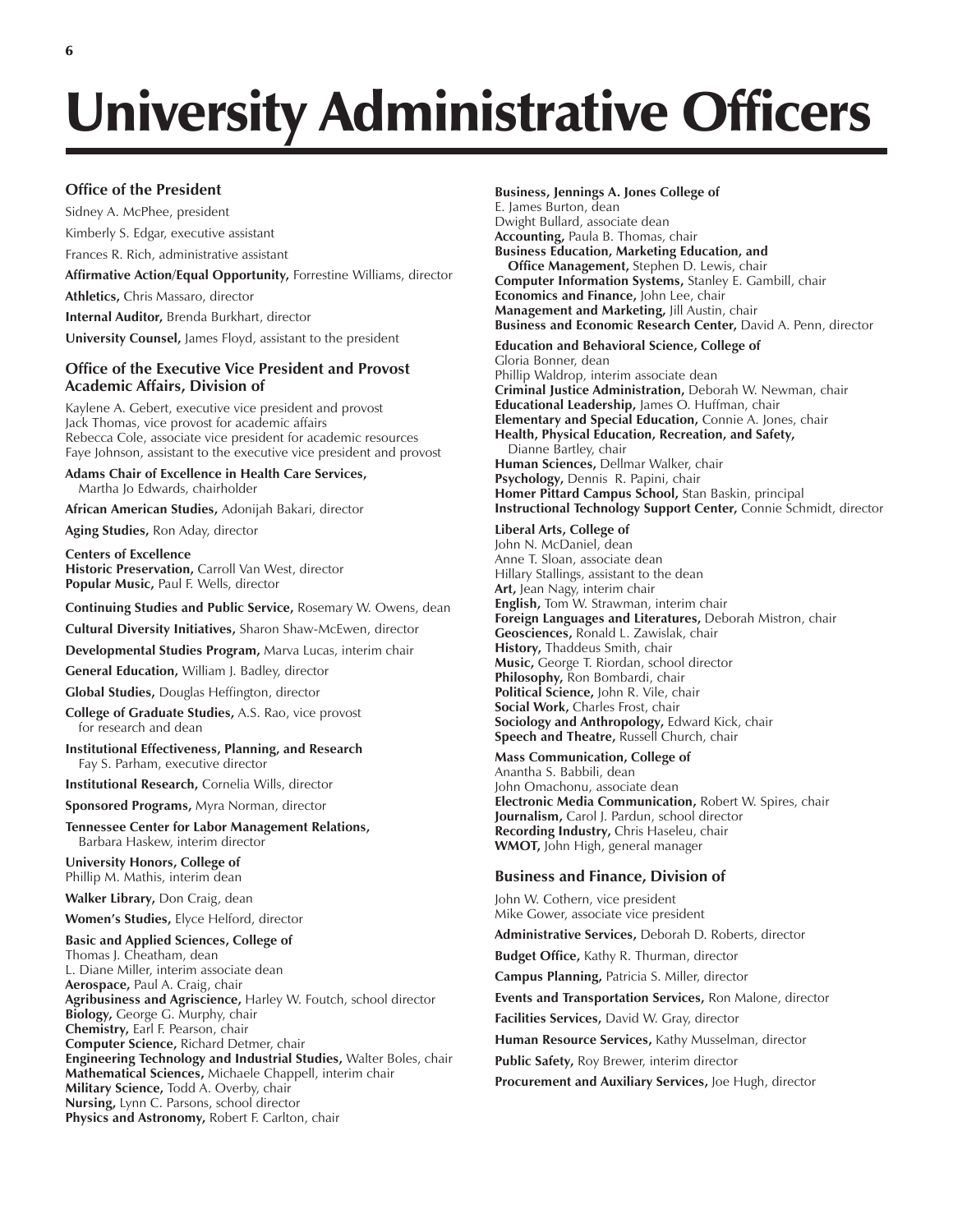# University Administrative Officers

### Office of the President

Sidney A. McPhee, president

Kimberly S. Edgar, executive assistant

Frances R. Rich, administrative assistant

**Affirmative Action/Equal Opportunity,** Forrestine Williams, director

**Athletics,** Chris Massaro, director

**Internal Auditor,** Brenda Burkhart, director

**University Counsel,** James Floyd, assistant to the president

### Office of the Executive Vice President and Provost Academic Affairs, Division of

Kaylene A. Gebert, executive vice president and provost
Jack Thomas, vice provost for academic affairs
Rebecca Cole, associate vice president for academic resources
Faye Johnson, assistant to the executive vice president and provost

**Adams Chair of Excellence in Health Care Services,** Martha Jo Edwards, chairholder

**African American Studies,** Adonijah Bakari, director

**Aging Studies,** Ron Aday, director

**Centers of Excellence**
**Historic Preservation,** Carroll Van West, director
**Popular Music,** Paul F. Wells, director

**Continuing Studies and Public Service,** Rosemary W. Owens, dean

**Cultural Diversity Initiatives,** Sharon Shaw-McEwen, director

**Developmental Studies Program,** Marva Lucas, interim chair

**General Education,** William J. Badley, director

**Global Studies,** Douglas Heffington, director

**College of Graduate Studies,** A.S. Rao, vice provost for research and dean

**Institutional Effectiveness, Planning, and Research**
Fay S. Parham, executive director

**Institutional Research,** Cornelia Wills, director

**Sponsored Programs,** Myra Norman, director

**Tennessee Center for Labor Management Relations,** Barbara Haskew, interim director

**University Honors, College of**
Phillip M. Mathis, interim dean

**Walker Library,** Don Craig, dean

**Women's Studies,** Elyce Helford, director

**Basic and Applied Sciences, College of**
Thomas J. Cheatham, dean
L. Diane Miller, interim associate dean
**Aerospace,** Paul A. Craig, chair
**Agribusiness and Agriscience,** Harley W. Foutch, school director
**Biology,** George G. Murphy, chair
**Chemistry,** Earl F. Pearson, chair
**Computer Science,** Richard Detmer, chair
**Engineering Technology and Industrial Studies,** Walter Boles, chair
**Mathematical Sciences,** Michaele Chappell, interim chair
**Military Science,** Todd A. Overby, chair
**Nursing,** Lynn C. Parsons, school director
**Physics and Astronomy,** Robert F. Carlton, chair

**Business, Jennings A. Jones College of**
E. James Burton, dean
Dwight Bullard, associate dean
**Accounting,** Paula B. Thomas, chair
**Business Education, Marketing Education, and Office Management,** Stephen D. Lewis, chair
**Computer Information Systems,** Stanley E. Gambill, chair
**Economics and Finance,** John Lee, chair
**Management and Marketing,** Jill Austin, chair
**Business and Economic Research Center,** David A. Penn, director

**Education and Behavioral Science, College of**
Gloria Bonner, dean
Phillip Waldrop, interim associate dean
**Criminal Justice Administration,** Deborah W. Newman, chair
**Educational Leadership,** James O. Huffman, chair
**Elementary and Special Education,** Connie A. Jones, chair
**Health, Physical Education, Recreation, and Safety,** Dianne Bartley, chair
**Human Sciences,** Dellmar Walker, chair
**Psychology,** Dennis R. Papini, chair
**Homer Pittard Campus School,** Stan Baskin, principal
**Instructional Technology Support Center,** Connie Schmidt, director

**Liberal Arts, College of**
John N. McDaniel, dean
Anne T. Sloan, associate dean
Hillary Stallings, assistant to the dean
**Art,** Jean Nagy, interim chair
**English,** Tom W. Strawman, interim chair
**Foreign Languages and Literatures,** Deborah Mistron, chair
**Geosciences,** Ronald L. Zawislak, chair
**History,** Thaddeus Smith, chair
**Music,** George T. Riordan, school director
**Philosophy,** Ron Bombardi, chair
**Political Science,** John R. Vile, chair
**Social Work,** Charles Frost, chair
**Sociology and Anthropology,** Edward Kick, chair
**Speech and Theatre,** Russell Church, chair

**Mass Communication, College of**
Anantha S. Babbili, dean
John Omachonu, associate dean
**Electronic Media Communication,** Robert W. Spires, chair
**Journalism,** Carol J. Pardun, school director
**Recording Industry,** Chris Haseleu, chair
**WMOT,** John High, general manager

### Business and Finance, Division of

John W. Cothern, vice president
Mike Gower, associate vice president

**Administrative Services,** Deborah D. Roberts, director

**Budget Office,** Kathy R. Thurman, director

**Campus Planning,** Patricia S. Miller, director

**Events and Transportation Services,** Ron Malone, director

**Facilities Services,** David W. Gray, director

**Human Resource Services,** Kathy Musselman, director

**Public Safety,** Roy Brewer, interim director

**Procurement and Auxiliary Services,** Joe Hugh, director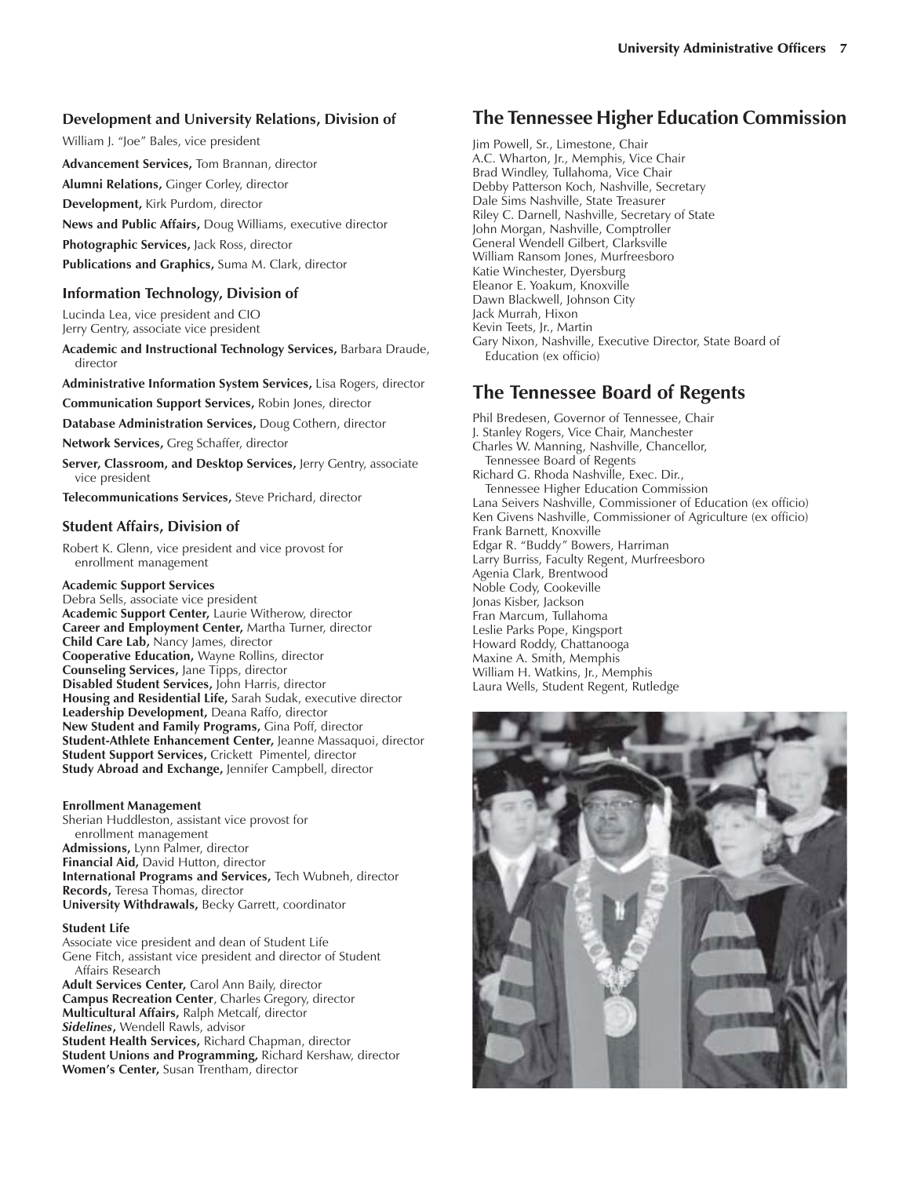### Development and University Relations, Division of

William J. "Joe" Bales, vice president

**Advancement Services,** Tom Brannan, director

**Alumni Relations,** Ginger Corley, director

**Development,** Kirk Purdom, director

**News and Public Affairs,** Doug Williams, executive director

**Photographic Services,** Jack Ross, director

**Publications and Graphics,** Suma M. Clark, director

### Information Technology, Division of

Lucinda Lea, vice president and CIO
Jerry Gentry, associate vice president

**Academic and Instructional Technology Services,** Barbara Draude, director

**Administrative Information System Services,** Lisa Rogers, director

**Communication Support Services,** Robin Jones, director

**Database Administration Services,** Doug Cothern, director

**Network Services,** Greg Schaffer, director

**Server, Classroom, and Desktop Services,** Jerry Gentry, associate vice president

**Telecommunications Services,** Steve Prichard, director

### Student Affairs, Division of

Robert K. Glenn, vice president and vice provost for enrollment management

**Academic Support Services**
Debra Sells, associate vice president
**Academic Support Center,** Laurie Witherow, director
**Career and Employment Center,** Martha Turner, director
**Child Care Lab,** Nancy James, director
**Cooperative Education,** Wayne Rollins, director
**Counseling Services,** Jane Tipps, director
**Disabled Student Services,** John Harris, director
**Housing and Residential Life,** Sarah Sudak, executive director
**Leadership Development,** Deana Raffo, director
**New Student and Family Programs,** Gina Poff, director
**Student-Athlete Enhancement Center,** Jeanne Massaquoi, director
**Student Support Services,** Crickett Pimentel, director
**Study Abroad and Exchange,** Jennifer Campbell, director

**Enrollment Management**
Sherian Huddleston, assistant vice provost for enrollment management
**Admissions,** Lynn Palmer, director
**Financial Aid,** David Hutton, director
**International Programs and Services,** Tech Wubneh, director
**Records,** Teresa Thomas, director
**University Withdrawals,** Becky Garrett, coordinator

**Student Life**
Associate vice president and dean of Student Life
Gene Fitch, assistant vice president and director of Student Affairs Research
**Adult Services Center,** Carol Ann Baily, director
**Campus Recreation Center**, Charles Gregory, director
**Multicultural Affairs,** Ralph Metcalf, director
***Sidelines*,** Wendell Rawls, advisor
**Student Health Services,** Richard Chapman, director
**Student Unions and Programming,** Richard Kershaw, director
**Women's Center,** Susan Trentham, director

## The Tennessee Higher Education Commission

Jim Powell, Sr., Limestone, Chair
A.C. Wharton, Jr., Memphis, Vice Chair
Brad Windley, Tullahoma, Vice Chair
Debby Patterson Koch, Nashville, Secretary
Dale Sims Nashville, State Treasurer
Riley C. Darnell, Nashville, Secretary of State
John Morgan, Nashville, Comptroller
General Wendell Gilbert, Clarksville
William Ransom Jones, Murfreesboro
Katie Winchester, Dyersburg
Eleanor E. Yoakum, Knoxville
Dawn Blackwell, Johnson City
Jack Murrah, Hixon
Kevin Teets, Jr., Martin
Gary Nixon, Nashville, Executive Director, State Board of Education (ex officio)

## The Tennessee Board of Regents

Phil Bredesen, Governor of Tennessee, Chair
J. Stanley Rogers, Vice Chair, Manchester
Charles W. Manning, Nashville, Chancellor, Tennessee Board of Regents
Richard G. Rhoda Nashville, Exec. Dir., Tennessee Higher Education Commission
Lana Seivers Nashville, Commissioner of Education (ex officio)
Ken Givens Nashville, Commissioner of Agriculture (ex officio)
Frank Barnett, Knoxville
Edgar R. "Buddy" Bowers, Harriman
Larry Burriss, Faculty Regent, Murfreesboro
Agenia Clark, Brentwood
Noble Cody, Cookeville
Jonas Kisber, Jackson
Fran Marcum, Tullahoma
Leslie Parks Pope, Kingsport
Howard Roddy, Chattanooga
Maxine A. Smith, Memphis
William H. Watkins, Jr., Memphis
Laura Wells, Student Regent, Rutledge